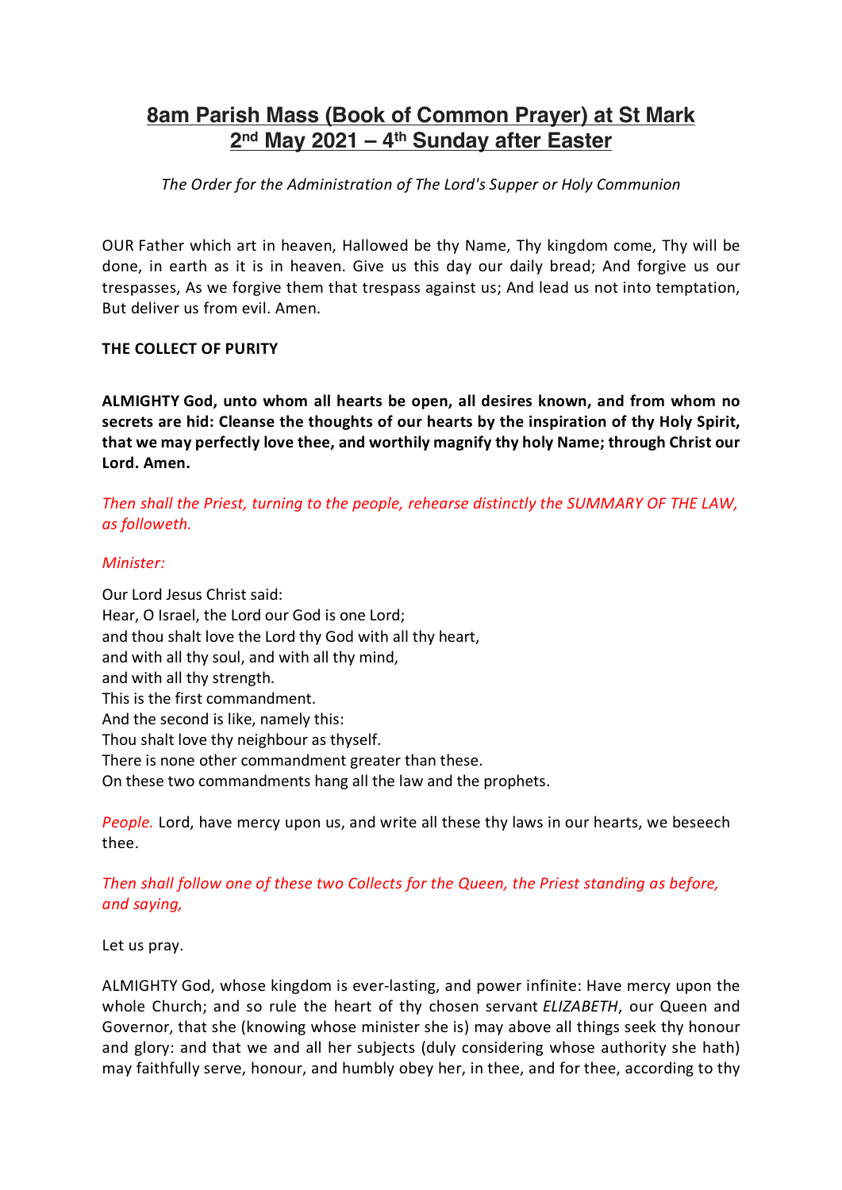# 8am Parish Mass (Book of Common Prayer) at St Mark
## 2nd May 2021 – 4th Sunday after Easter

*The Order for the Administration of The Lord's Supper or Holy Communion*

OUR Father which art in heaven, Hallowed be thy Name, Thy kingdom come, Thy will be done, in earth as it is in heaven. Give us this day our daily bread; And forgive us our trespasses, As we forgive them that trespass against us; And lead us not into temptation, But deliver us from evil. Amen.

**THE COLLECT OF PURITY**

**ALMIGHTY God, unto whom all hearts be open, all desires known, and from whom no secrets are hid: Cleanse the thoughts of our hearts by the inspiration of thy Holy Spirit, that we may perfectly love thee, and worthily magnify thy holy Name; through Christ our Lord. Amen.**

*Then shall the Priest, turning to the people, rehearse distinctly the SUMMARY OF THE LAW, as followeth.*

*Minister:*

Our Lord Jesus Christ said:
Hear, O Israel, the Lord our God is one Lord;
and thou shalt love the Lord thy God with all thy heart,
and with all thy soul, and with all thy mind,
and with all thy strength.
This is the first commandment.
And the second is like, namely this:
Thou shalt love thy neighbour as thyself.
There is none other commandment greater than these.
On these two commandments hang all the law and the prophets.

*People.* Lord, have mercy upon us, and write all these thy laws in our hearts, we beseech thee.

*Then shall follow one of these two Collects for the Queen, the Priest standing as before, and saying,*

Let us pray.

ALMIGHTY God, whose kingdom is ever-lasting, and power infinite: Have mercy upon the whole Church; and so rule the heart of thy chosen servant *ELIZABETH*, our Queen and Governor, that she (knowing whose minister she is) may above all things seek thy honour and glory: and that we and all her subjects (duly considering whose authority she hath) may faithfully serve, honour, and humbly obey her, in thee, and for thee, according to thy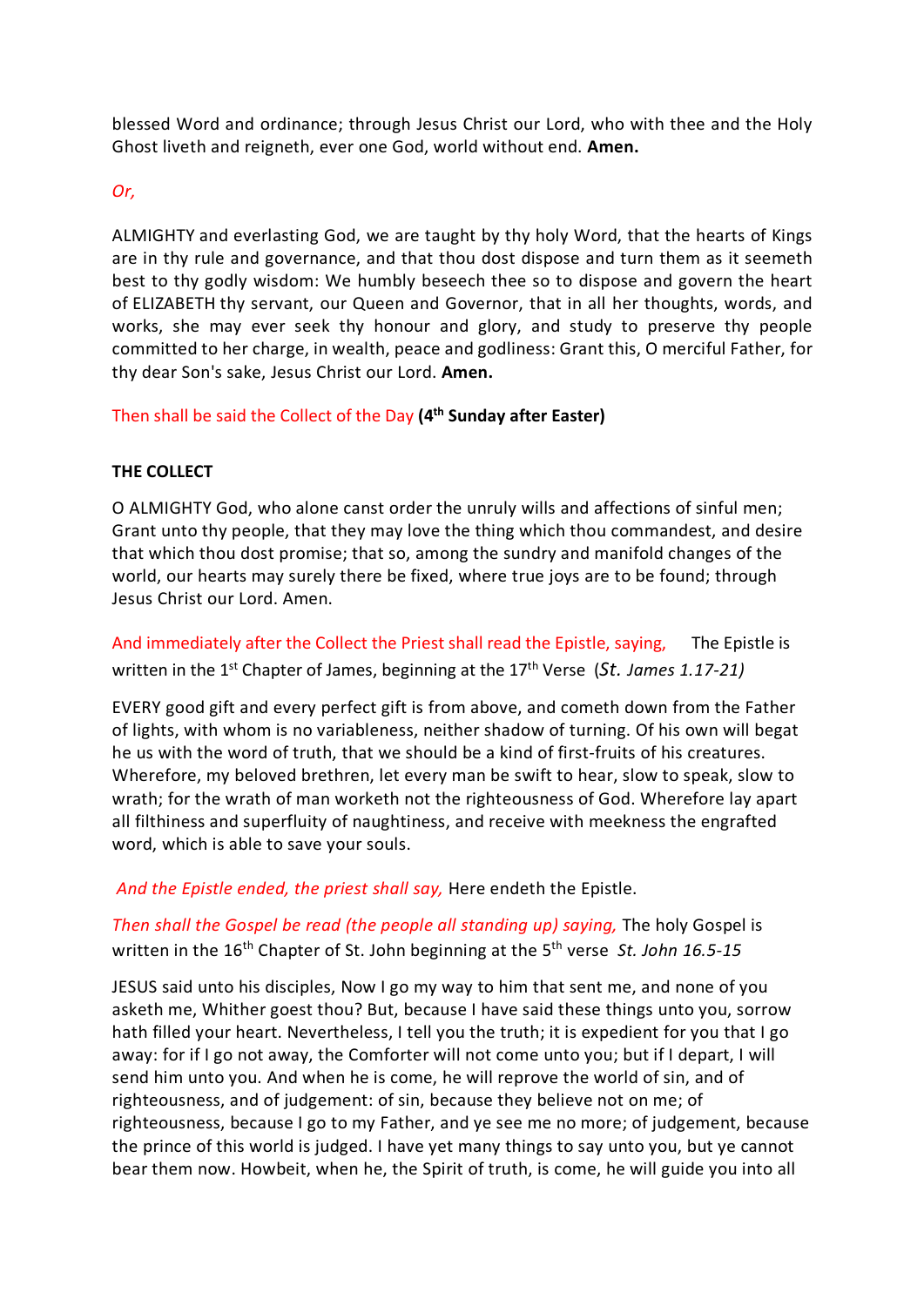blessed Word and ordinance; through Jesus Christ our Lord, who with thee and the Holy Ghost liveth and reigneth, ever one God, world without end. **Amen.**

*Or,*

ALMIGHTY and everlasting God, we are taught by thy holy Word, that the hearts of Kings are in thy rule and governance, and that thou dost dispose and turn them as it seemeth best to thy godly wisdom: We humbly beseech thee so to dispose and govern the heart of ELIZABETH thy servant, our Queen and Governor, that in all her thoughts, words, and works, she may ever seek thy honour and glory, and study to preserve thy people committed to her charge, in wealth, peace and godliness: Grant this, O merciful Father, for thy dear Son's sake, Jesus Christ our Lord. **Amen.**

Then shall be said the Collect of the Day **(4th Sunday after Easter)**

**THE COLLECT**

O ALMIGHTY God, who alone canst order the unruly wills and affections of sinful men; Grant unto thy people, that they may love the thing which thou commandest, and desire that which thou dost promise; that so, among the sundry and manifold changes of the world, our hearts may surely there be fixed, where true joys are to be found; through Jesus Christ our Lord. Amen.

And immediately after the Collect the Priest shall read the Epistle, saying, The Epistle is written in the 1st Chapter of James, beginning at the 17th Verse (*St. James 1.17-21)*

EVERY good gift and every perfect gift is from above, and cometh down from the Father of lights, with whom is no variableness, neither shadow of turning. Of his own will begat he us with the word of truth, that we should be a kind of first-fruits of his creatures. Wherefore, my beloved brethren, let every man be swift to hear, slow to speak, slow to wrath; for the wrath of man worketh not the righteousness of God. Wherefore lay apart all filthiness and superfluity of naughtiness, and receive with meekness the engrafted word, which is able to save your souls.

*And the Epistle ended, the priest shall say,* Here endeth the Epistle.

*Then shall the Gospel be read (the people all standing up) saying,* The holy Gospel is written in the 16th Chapter of St. John beginning at the 5th verse *St. John 16.5-15*

JESUS said unto his disciples, Now I go my way to him that sent me, and none of you asketh me, Whither goest thou? But, because I have said these things unto you, sorrow hath filled your heart. Nevertheless, I tell you the truth; it is expedient for you that I go away: for if I go not away, the Comforter will not come unto you; but if I depart, I will send him unto you. And when he is come, he will reprove the world of sin, and of righteousness, and of judgement: of sin, because they believe not on me; of righteousness, because I go to my Father, and ye see me no more; of judgement, because the prince of this world is judged. I have yet many things to say unto you, but ye cannot bear them now. Howbeit, when he, the Spirit of truth, is come, he will guide you into all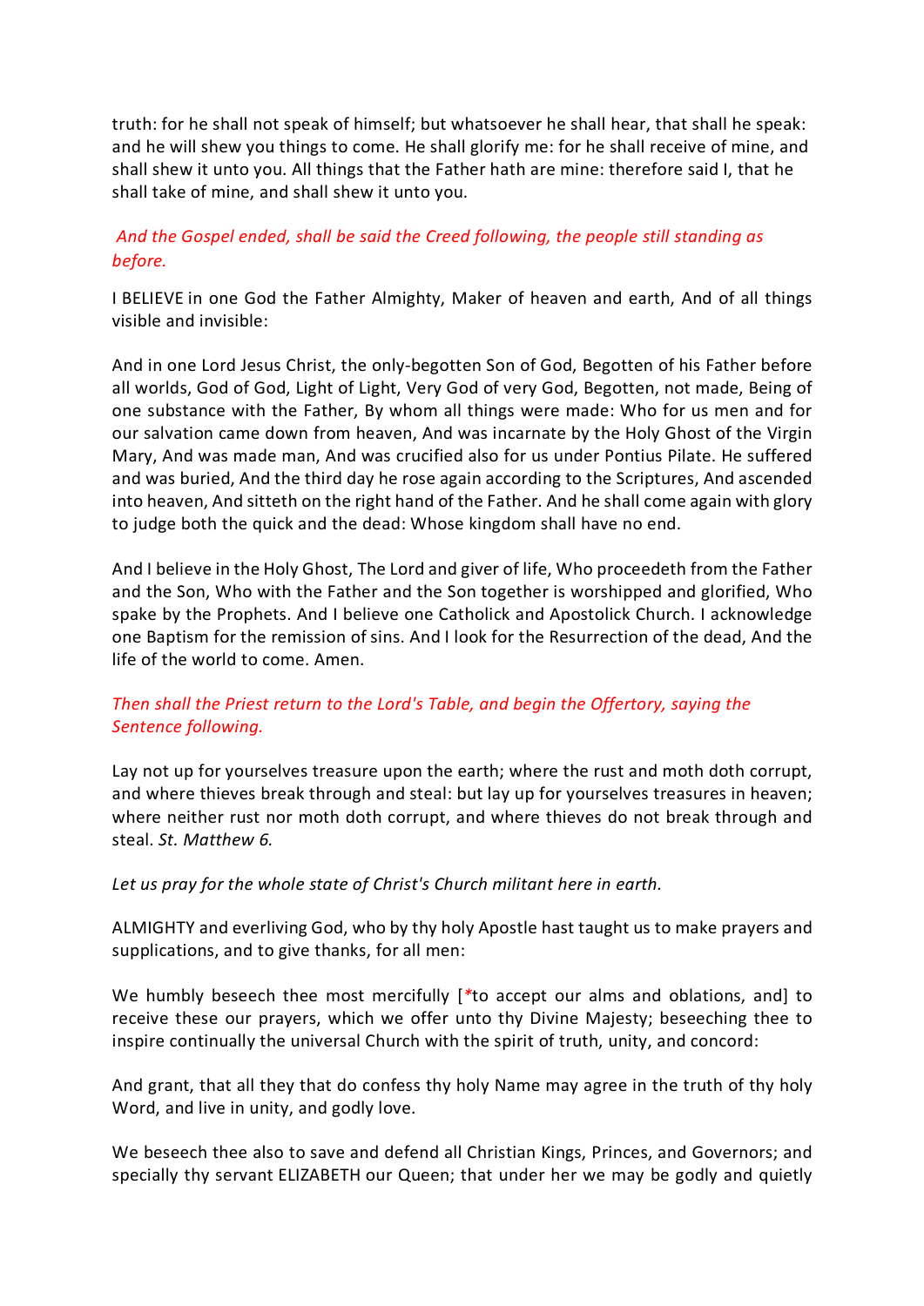truth: for he shall not speak of himself; but whatsoever he shall hear, that shall he speak: and he will shew you things to come. He shall glorify me: for he shall receive of mine, and shall shew it unto you. All things that the Father hath are mine: therefore said I, that he shall take of mine, and shall shew it unto you.

*And the Gospel ended, shall be said the Creed following, the people still standing as before.*

I BELIEVE in one God the Father Almighty, Maker of heaven and earth, And of all things visible and invisible:

And in one Lord Jesus Christ, the only-begotten Son of God, Begotten of his Father before all worlds, God of God, Light of Light, Very God of very God, Begotten, not made, Being of one substance with the Father, By whom all things were made: Who for us men and for our salvation came down from heaven, And was incarnate by the Holy Ghost of the Virgin Mary, And was made man, And was crucified also for us under Pontius Pilate. He suffered and was buried, And the third day he rose again according to the Scriptures, And ascended into heaven, And sitteth on the right hand of the Father. And he shall come again with glory to judge both the quick and the dead: Whose kingdom shall have no end.

And I believe in the Holy Ghost, The Lord and giver of life, Who proceedeth from the Father and the Son, Who with the Father and the Son together is worshipped and glorified, Who spake by the Prophets. And I believe one Catholick and Apostolick Church. I acknowledge one Baptism for the remission of sins. And I look for the Resurrection of the dead, And the life of the world to come. Amen.

*Then shall the Priest return to the Lord's Table, and begin the Offertory, saying the Sentence following.*

Lay not up for yourselves treasure upon the earth; where the rust and moth doth corrupt, and where thieves break through and steal: but lay up for yourselves treasures in heaven; where neither rust nor moth doth corrupt, and where thieves do not break through and steal. *St. Matthew 6.*

*Let us pray for the whole state of Christ's Church militant here in earth.*

ALMIGHTY and everliving God, who by thy holy Apostle hast taught us to make prayers and supplications, and to give thanks, for all men:

We humbly beseech thee most mercifully [*to accept our alms and oblations, and] to receive these our prayers, which we offer unto thy Divine Majesty; beseeching thee to inspire continually the universal Church with the spirit of truth, unity, and concord:

And grant, that all they that do confess thy holy Name may agree in the truth of thy holy Word, and live in unity, and godly love.

We beseech thee also to save and defend all Christian Kings, Princes, and Governors; and specially thy servant ELIZABETH our Queen; that under her we may be godly and quietly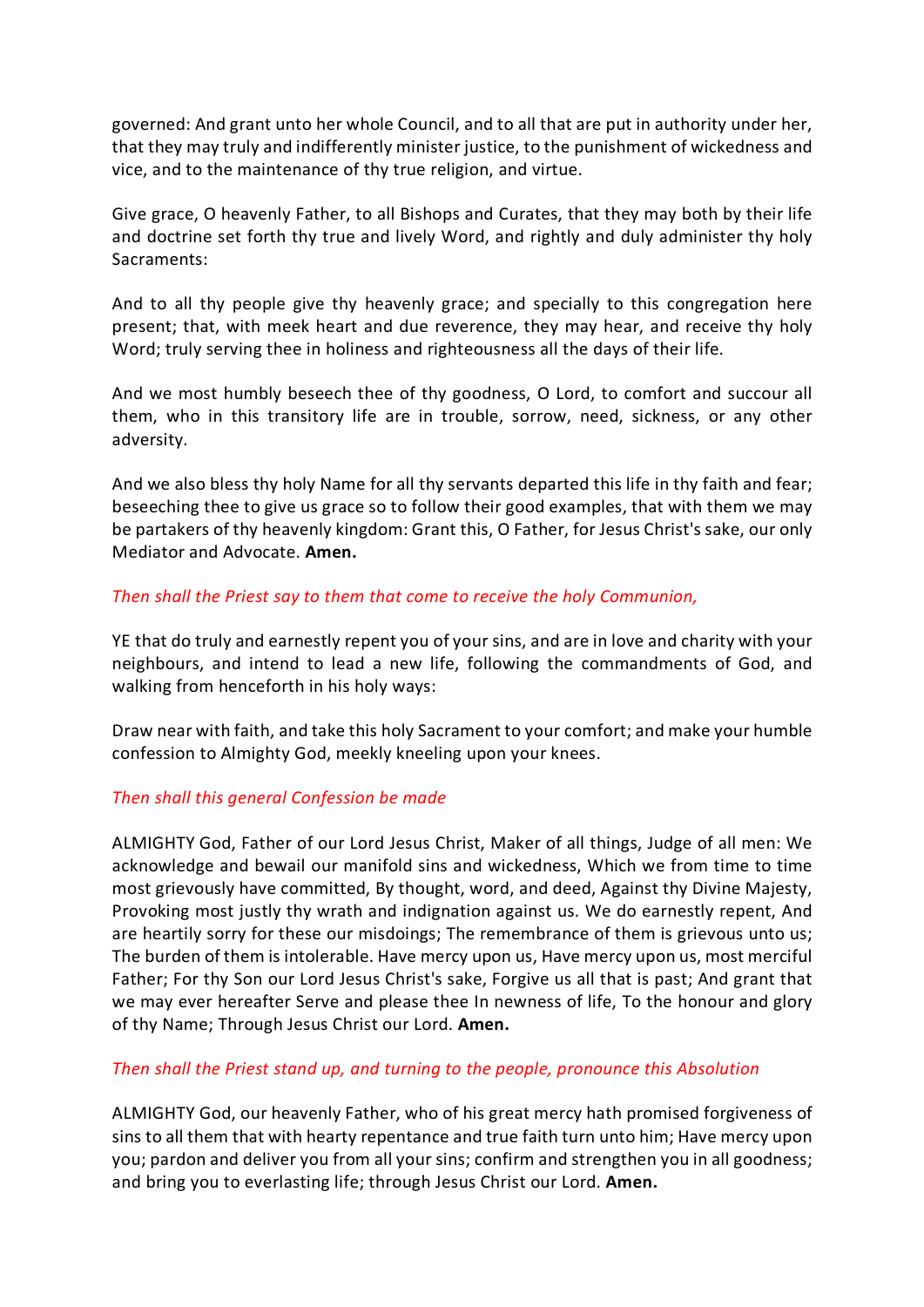governed: And grant unto her whole Council, and to all that are put in authority under her, that they may truly and indifferently minister justice, to the punishment of wickedness and vice, and to the maintenance of thy true religion, and virtue.

Give grace, O heavenly Father, to all Bishops and Curates, that they may both by their life and doctrine set forth thy true and lively Word, and rightly and duly administer thy holy Sacraments:

And to all thy people give thy heavenly grace; and specially to this congregation here present; that, with meek heart and due reverence, they may hear, and receive thy holy Word; truly serving thee in holiness and righteousness all the days of their life.

And we most humbly beseech thee of thy goodness, O Lord, to comfort and succour all them, who in this transitory life are in trouble, sorrow, need, sickness, or any other adversity.

And we also bless thy holy Name for all thy servants departed this life in thy faith and fear; beseeching thee to give us grace so to follow their good examples, that with them we may be partakers of thy heavenly kingdom: Grant this, O Father, for Jesus Christ's sake, our only Mediator and Advocate. **Amen.**

*Then shall the Priest say to them that come to receive the holy Communion,*

YE that do truly and earnestly repent you of your sins, and are in love and charity with your neighbours, and intend to lead a new life, following the commandments of God, and walking from henceforth in his holy ways:

Draw near with faith, and take this holy Sacrament to your comfort; and make your humble confession to Almighty God, meekly kneeling upon your knees.

*Then shall this general Confession be made*

ALMIGHTY God, Father of our Lord Jesus Christ, Maker of all things, Judge of all men: We acknowledge and bewail our manifold sins and wickedness, Which we from time to time most grievously have committed, By thought, word, and deed, Against thy Divine Majesty, Provoking most justly thy wrath and indignation against us. We do earnestly repent, And are heartily sorry for these our misdoings; The remembrance of them is grievous unto us; The burden of them is intolerable. Have mercy upon us, Have mercy upon us, most merciful Father; For thy Son our Lord Jesus Christ's sake, Forgive us all that is past; And grant that we may ever hereafter Serve and please thee In newness of life, To the honour and glory of thy Name; Through Jesus Christ our Lord. **Amen.**

*Then shall the Priest stand up, and turning to the people, pronounce this Absolution*

ALMIGHTY God, our heavenly Father, who of his great mercy hath promised forgiveness of sins to all them that with hearty repentance and true faith turn unto him; Have mercy upon you; pardon and deliver you from all your sins; confirm and strengthen you in all goodness; and bring you to everlasting life; through Jesus Christ our Lord. **Amen.**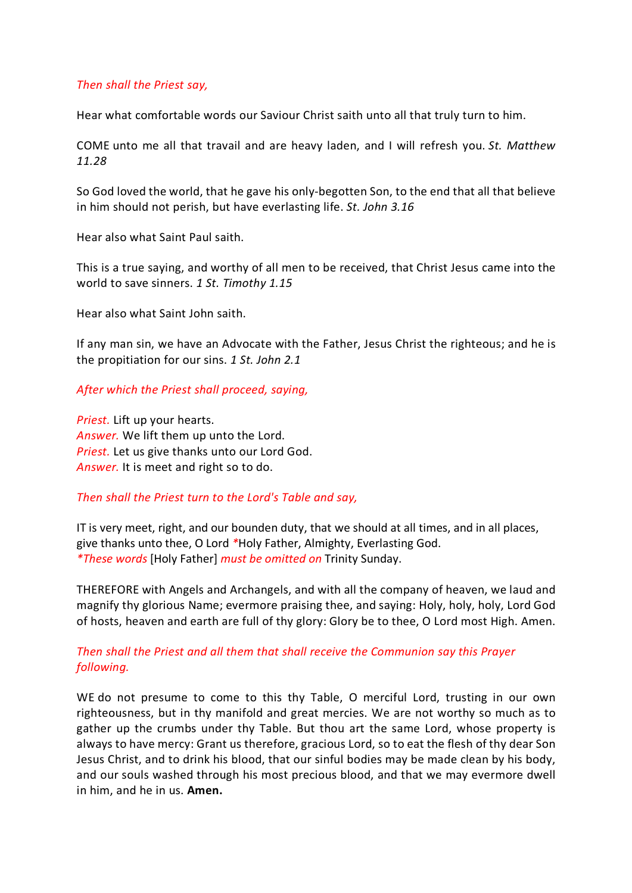*Then shall the Priest say,*

Hear what comfortable words our Saviour Christ saith unto all that truly turn to him.

COME unto me all that travail and are heavy laden, and I will refresh you. *St. Matthew 11.28*

So God loved the world, that he gave his only-begotten Son, to the end that all that believe in him should not perish, but have everlasting life. *St. John 3.16*

Hear also what Saint Paul saith.

This is a true saying, and worthy of all men to be received, that Christ Jesus came into the world to save sinners. *1 St. Timothy 1.15*

Hear also what Saint John saith.

If any man sin, we have an Advocate with the Father, Jesus Christ the righteous; and he is the propitiation for our sins. *1 St. John 2.1*

*After which the Priest shall proceed, saying,*

*Priest.* Lift up your hearts.
*Answer.* We lift them up unto the Lord.
*Priest.* Let us give thanks unto our Lord God.
*Answer.* It is meet and right so to do.

*Then shall the Priest turn to the Lord's Table and say,*

IT is very meet, right, and our bounden duty, that we should at all times, and in all places, give thanks unto thee, O Lord *Holy Father, Almighty, Everlasting God.
*\*These words* [Holy Father] *must be omitted on* Trinity Sunday.

THEREFORE with Angels and Archangels, and with all the company of heaven, we laud and magnify thy glorious Name; evermore praising thee, and saying: Holy, holy, holy, Lord God of hosts, heaven and earth are full of thy glory: Glory be to thee, O Lord most High. Amen.

*Then shall the Priest and all them that shall receive the Communion say this Prayer following.*

WE do not presume to come to this thy Table, O merciful Lord, trusting in our own righteousness, but in thy manifold and great mercies. We are not worthy so much as to gather up the crumbs under thy Table. But thou art the same Lord, whose property is always to have mercy: Grant us therefore, gracious Lord, so to eat the flesh of thy dear Son Jesus Christ, and to drink his blood, that our sinful bodies may be made clean by his body, and our souls washed through his most precious blood, and that we may evermore dwell in him, and he in us. **Amen.**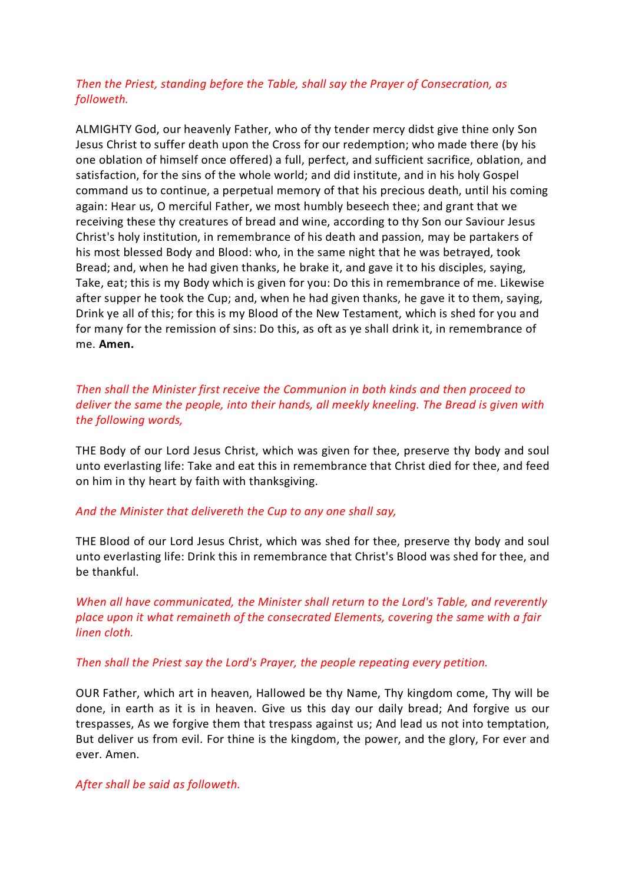*Then the Priest, standing before the Table, shall say the Prayer of Consecration, as followeth.*

ALMIGHTY God, our heavenly Father, who of thy tender mercy didst give thine only Son Jesus Christ to suffer death upon the Cross for our redemption; who made there (by his one oblation of himself once offered) a full, perfect, and sufficient sacrifice, oblation, and satisfaction, for the sins of the whole world; and did institute, and in his holy Gospel command us to continue, a perpetual memory of that his precious death, until his coming again: Hear us, O merciful Father, we most humbly beseech thee; and grant that we receiving these thy creatures of bread and wine, according to thy Son our Saviour Jesus Christ's holy institution, in remembrance of his death and passion, may be partakers of his most blessed Body and Blood: who, in the same night that he was betrayed, took Bread; and, when he had given thanks, he brake it, and gave it to his disciples, saying, Take, eat; this is my Body which is given for you: Do this in remembrance of me. Likewise after supper he took the Cup; and, when he had given thanks, he gave it to them, saying, Drink ye all of this; for this is my Blood of the New Testament, which is shed for you and for many for the remission of sins: Do this, as oft as ye shall drink it, in remembrance of me. **Amen.**

*Then shall the Minister first receive the Communion in both kinds and then proceed to deliver the same the people, into their hands, all meekly kneeling. The Bread is given with the following words,*

THE Body of our Lord Jesus Christ, which was given for thee, preserve thy body and soul unto everlasting life: Take and eat this in remembrance that Christ died for thee, and feed on him in thy heart by faith with thanksgiving.

*And the Minister that delivereth the Cup to any one shall say,*

THE Blood of our Lord Jesus Christ, which was shed for thee, preserve thy body and soul unto everlasting life: Drink this in remembrance that Christ's Blood was shed for thee, and be thankful.

*When all have communicated, the Minister shall return to the Lord's Table, and reverently place upon it what remaineth of the consecrated Elements, covering the same with a fair linen cloth.*

*Then shall the Priest say the Lord's Prayer, the people repeating every petition.*

OUR Father, which art in heaven, Hallowed be thy Name, Thy kingdom come, Thy will be done, in earth as it is in heaven. Give us this day our daily bread; And forgive us our trespasses, As we forgive them that trespass against us; And lead us not into temptation, But deliver us from evil. For thine is the kingdom, the power, and the glory, For ever and ever. Amen.

*After shall be said as followeth.*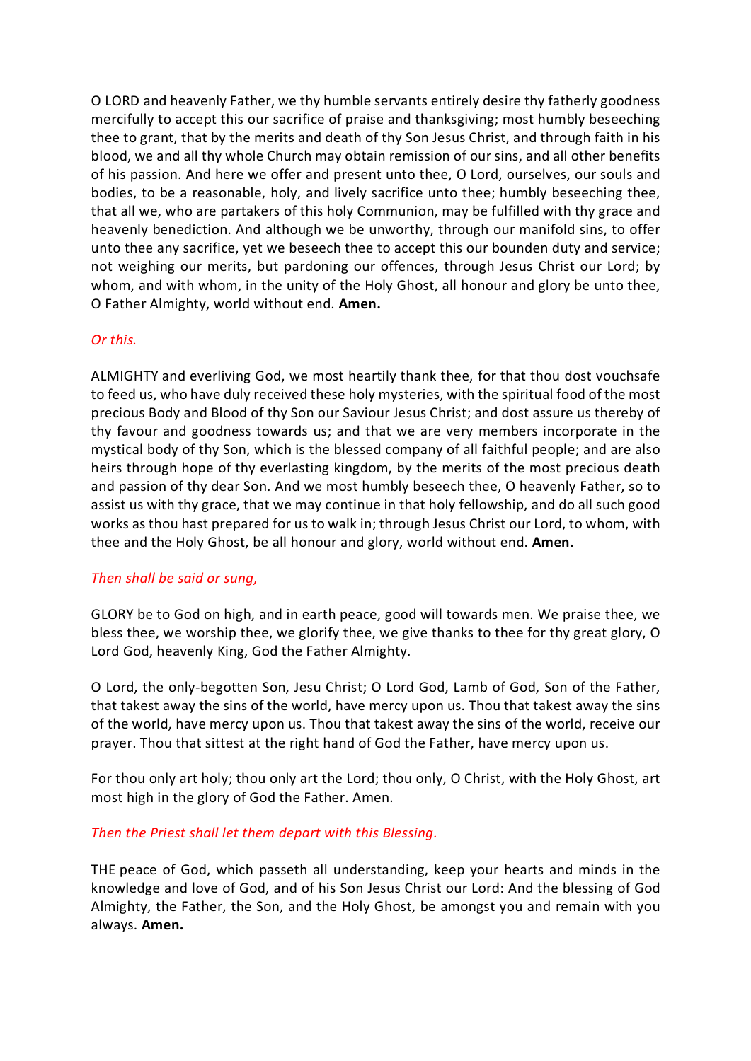O LORD and heavenly Father, we thy humble servants entirely desire thy fatherly goodness mercifully to accept this our sacrifice of praise and thanksgiving; most humbly beseeching thee to grant, that by the merits and death of thy Son Jesus Christ, and through faith in his blood, we and all thy whole Church may obtain remission of our sins, and all other benefits of his passion. And here we offer and present unto thee, O Lord, ourselves, our souls and bodies, to be a reasonable, holy, and lively sacrifice unto thee; humbly beseeching thee, that all we, who are partakers of this holy Communion, may be fulfilled with thy grace and heavenly benediction. And although we be unworthy, through our manifold sins, to offer unto thee any sacrifice, yet we beseech thee to accept this our bounden duty and service; not weighing our merits, but pardoning our offences, through Jesus Christ our Lord; by whom, and with whom, in the unity of the Holy Ghost, all honour and glory be unto thee, O Father Almighty, world without end. **Amen.**

*Or this.*

ALMIGHTY and everliving God, we most heartily thank thee, for that thou dost vouchsafe to feed us, who have duly received these holy mysteries, with the spiritual food of the most precious Body and Blood of thy Son our Saviour Jesus Christ; and dost assure us thereby of thy favour and goodness towards us; and that we are very members incorporate in the mystical body of thy Son, which is the blessed company of all faithful people; and are also heirs through hope of thy everlasting kingdom, by the merits of the most precious death and passion of thy dear Son. And we most humbly beseech thee, O heavenly Father, so to assist us with thy grace, that we may continue in that holy fellowship, and do all such good works as thou hast prepared for us to walk in; through Jesus Christ our Lord, to whom, with thee and the Holy Ghost, be all honour and glory, world without end. **Amen.**

*Then shall be said or sung,*

GLORY be to God on high, and in earth peace, good will towards men. We praise thee, we bless thee, we worship thee, we glorify thee, we give thanks to thee for thy great glory, O Lord God, heavenly King, God the Father Almighty.

O Lord, the only-begotten Son, Jesu Christ; O Lord God, Lamb of God, Son of the Father, that takest away the sins of the world, have mercy upon us. Thou that takest away the sins of the world, have mercy upon us. Thou that takest away the sins of the world, receive our prayer. Thou that sittest at the right hand of God the Father, have mercy upon us.

For thou only art holy; thou only art the Lord; thou only, O Christ, with the Holy Ghost, art most high in the glory of God the Father. Amen.

*Then the Priest shall let them depart with this Blessing.*

THE peace of God, which passeth all understanding, keep your hearts and minds in the knowledge and love of God, and of his Son Jesus Christ our Lord: And the blessing of God Almighty, the Father, the Son, and the Holy Ghost, be amongst you and remain with you always. **Amen.**